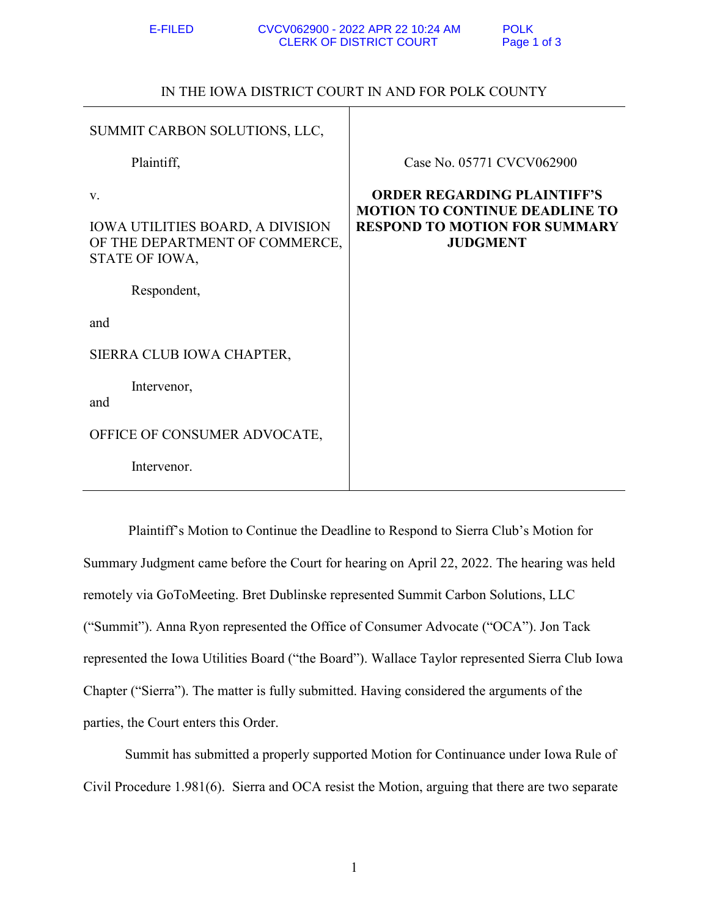IN THE IOWA DISTRICT COURT IN AND FOR POLK COUNTY

| | |
|---|---|
| SUMMIT CARBON SOLUTIONS, LLC,<br><br>Plaintiff,<br><br>v.<br><br>IOWA UTILITIES BOARD, A DIVISION OF THE DEPARTMENT OF COMMERCE, STATE OF IOWA,<br><br>Respondent,<br><br>and<br><br>SIERRA CLUB IOWA CHAPTER,<br><br>Intervenor,<br><br>and<br><br>OFFICE OF CONSUMER ADVOCATE,<br><br>Intervenor. | Case No. 05771 CVCV062900<br><br>**ORDER REGARDING PLAINTIFF'S MOTION TO CONTINUE DEADLINE TO RESPOND TO MOTION FOR SUMMARY JUDGMENT** |

Plaintiff's Motion to Continue the Deadline to Respond to Sierra Club's Motion for Summary Judgment came before the Court for hearing on April 22, 2022. The hearing was held remotely via GoToMeeting. Bret Dublinske represented Summit Carbon Solutions, LLC ("Summit"). Anna Ryon represented the Office of Consumer Advocate ("OCA"). Jon Tack represented the Iowa Utilities Board ("the Board"). Wallace Taylor represented Sierra Club Iowa Chapter ("Sierra"). The matter is fully submitted. Having considered the arguments of the parties, the Court enters this Order.

Summit has submitted a properly supported Motion for Continuance under Iowa Rule of Civil Procedure 1.981(6). Sierra and OCA resist the Motion, arguing that there are two separate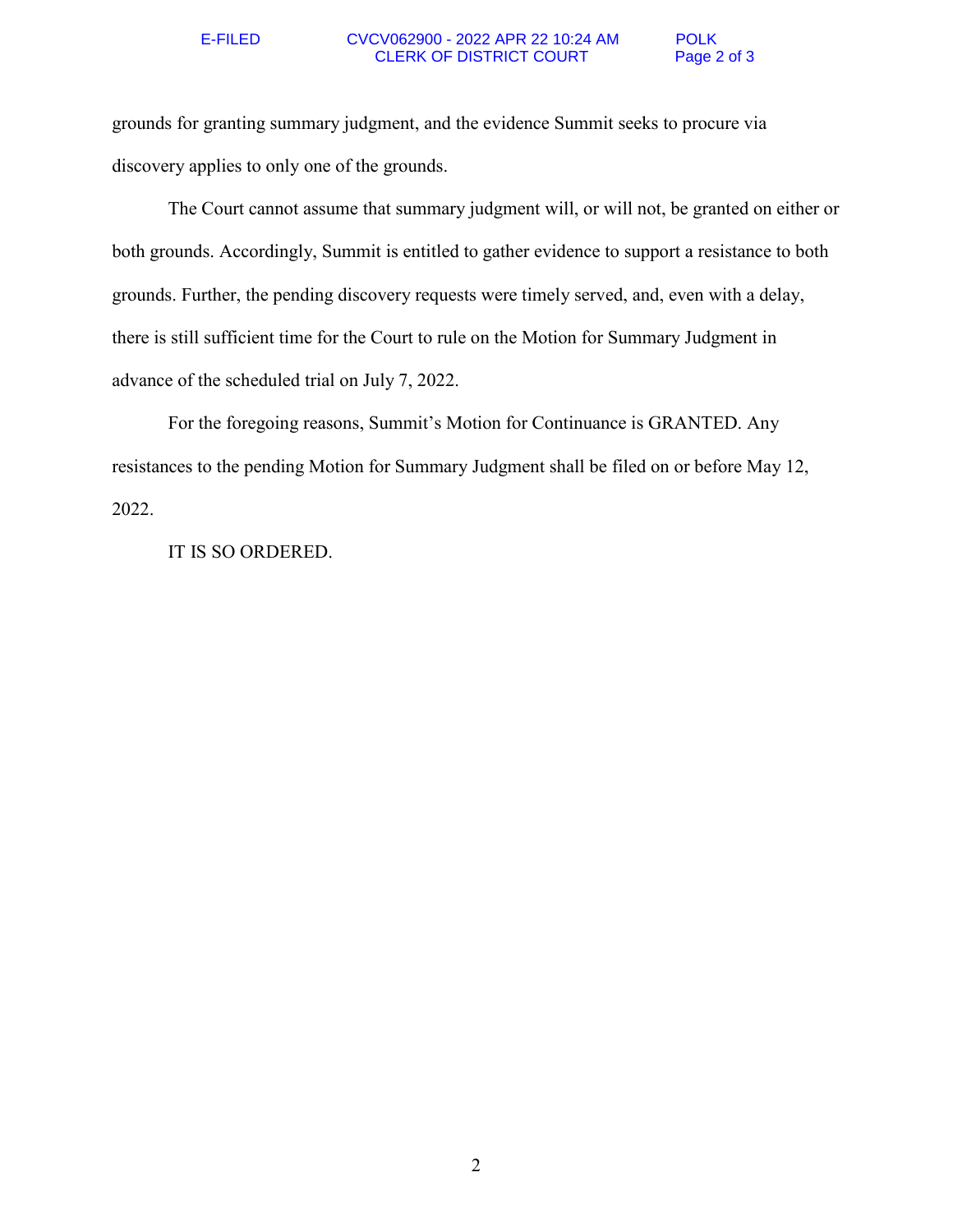grounds for granting summary judgment, and the evidence Summit seeks to procure via discovery applies to only one of the grounds.

The Court cannot assume that summary judgment will, or will not, be granted on either or both grounds. Accordingly, Summit is entitled to gather evidence to support a resistance to both grounds. Further, the pending discovery requests were timely served, and, even with a delay, there is still sufficient time for the Court to rule on the Motion for Summary Judgment in advance of the scheduled trial on July 7, 2022.

For the foregoing reasons, Summit's Motion for Continuance is GRANTED. Any resistances to the pending Motion for Summary Judgment shall be filed on or before May 12, 2022.

IT IS SO ORDERED.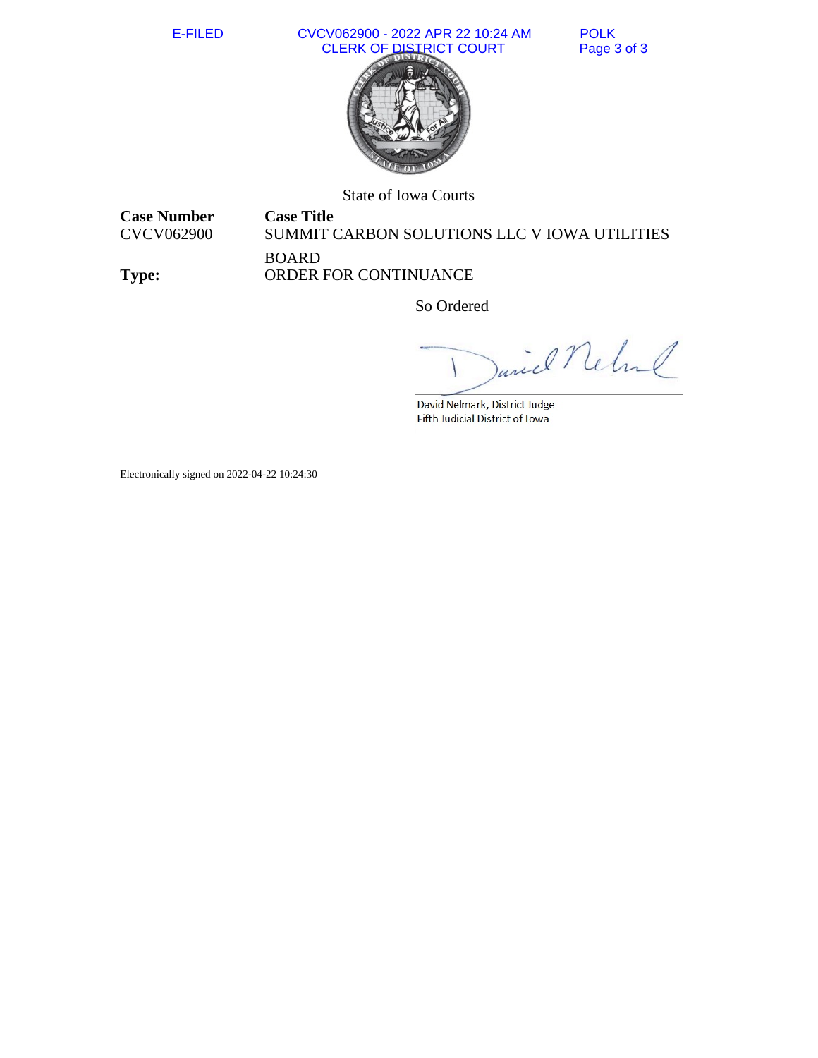State of Iowa Courts

| **Case Number** | **Case Title** |
|---|---|
| CVCV062900 | SUMMIT CARBON SOLUTIONS LLC V IOWA UTILITIES BOARD |
| **Type:** | ORDER FOR CONTINUANCE |

So Ordered

David Nelmark, District Judge
Fifth Judicial District of Iowa

Electronically signed on 2022-04-22 10:24:30